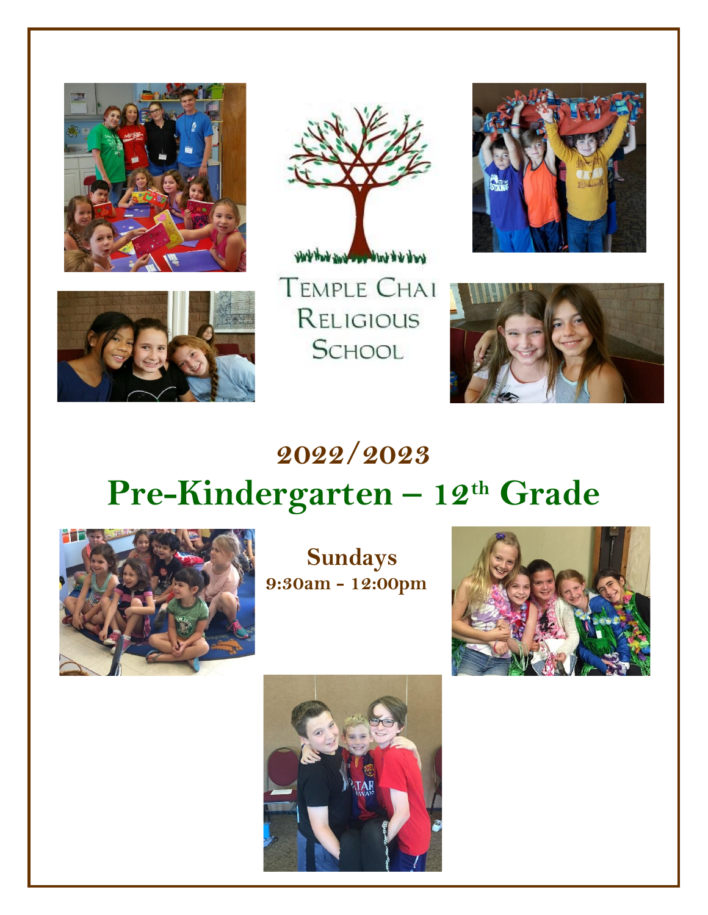# Temple Chai Religious School

## 2022/2023

# Pre-Kindergarten – 12th Grade

**Sundays**

**9:30am - 12:00pm**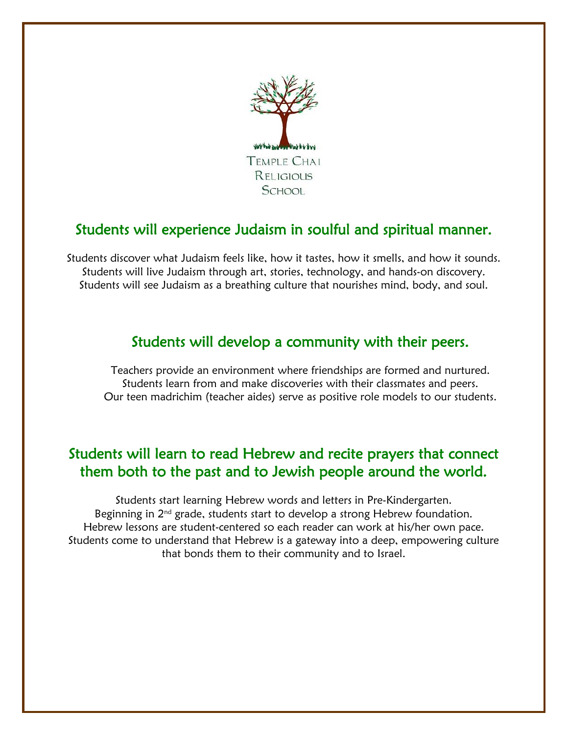Temple Chai Religious School

## Students will experience Judaism in soulful and spiritual manner.

Students discover what Judaism feels like, how it tastes, how it smells, and how it sounds.
Students will live Judaism through art, stories, technology, and hands-on discovery.
Students will see Judaism as a breathing culture that nourishes mind, body, and soul.

## Students will develop a community with their peers.

Teachers provide an environment where friendships are formed and nurtured.
Students learn from and make discoveries with their classmates and peers.
Our teen madrichim (teacher aides) serve as positive role models to our students.

## Students will learn to read Hebrew and recite prayers that connect them both to the past and to Jewish people around the world.

Students start learning Hebrew words and letters in Pre-Kindergarten.
Beginning in 2nd grade, students start to develop a strong Hebrew foundation.
Hebrew lessons are student-centered so each reader can work at his/her own pace.
Students come to understand that Hebrew is a gateway into a deep, empowering culture that bonds them to their community and to Israel.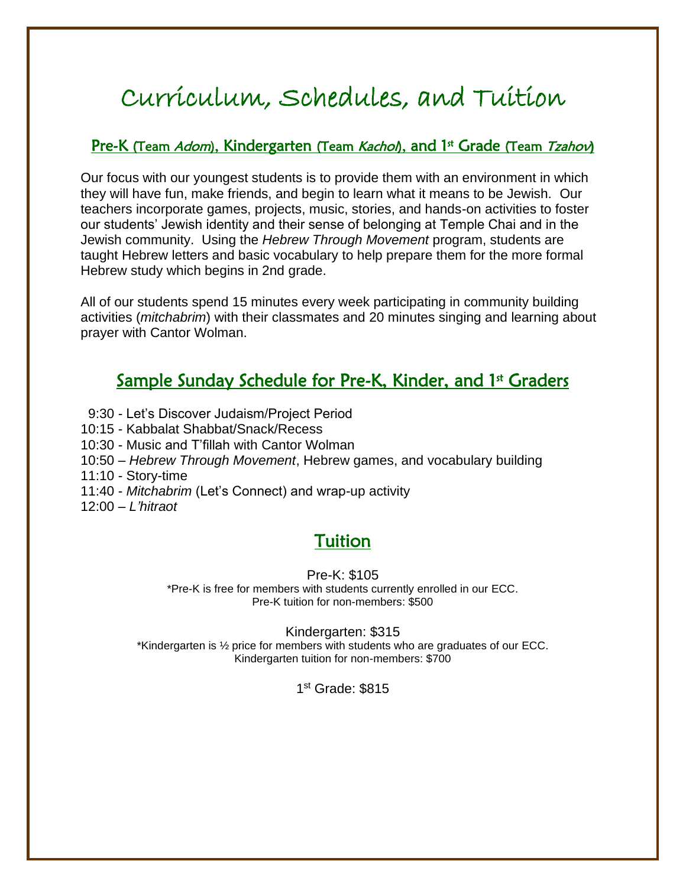# Curriculum, Schedules, and Tuition

## Pre-K (Team *Adom*), Kindergarten (Team *Kachol*), and 1st Grade (Team *Tzahov*)

Our focus with our youngest students is to provide them with an environment in which they will have fun, make friends, and begin to learn what it means to be Jewish. Our teachers incorporate games, projects, music, stories, and hands-on activities to foster our students' Jewish identity and their sense of belonging at Temple Chai and in the Jewish community. Using the *Hebrew Through Movement* program, students are taught Hebrew letters and basic vocabulary to help prepare them for the more formal Hebrew study which begins in 2nd grade.

All of our students spend 15 minutes every week participating in community building activities (*mitchabrim*) with their classmates and 20 minutes singing and learning about prayer with Cantor Wolman.

## Sample Sunday Schedule for Pre-K, Kinder, and 1st Graders

9:30 - Let's Discover Judaism/Project Period
10:15 - Kabbalat Shabbat/Snack/Recess
10:30 - Music and T'fillah with Cantor Wolman
10:50 – *Hebrew Through Movement*, Hebrew games, and vocabulary building
11:10 - Story-time
11:40 - *Mitchabrim* (Let's Connect) and wrap-up activity
12:00 – *L'hitraot*

## Tuition

Pre-K: $105
*Pre-K is free for members with students currently enrolled in our ECC.
Pre-K tuition for non-members: $500

Kindergarten: $315
*Kindergarten is ½ price for members with students who are graduates of our ECC.
Kindergarten tuition for non-members: $700

1st Grade: $815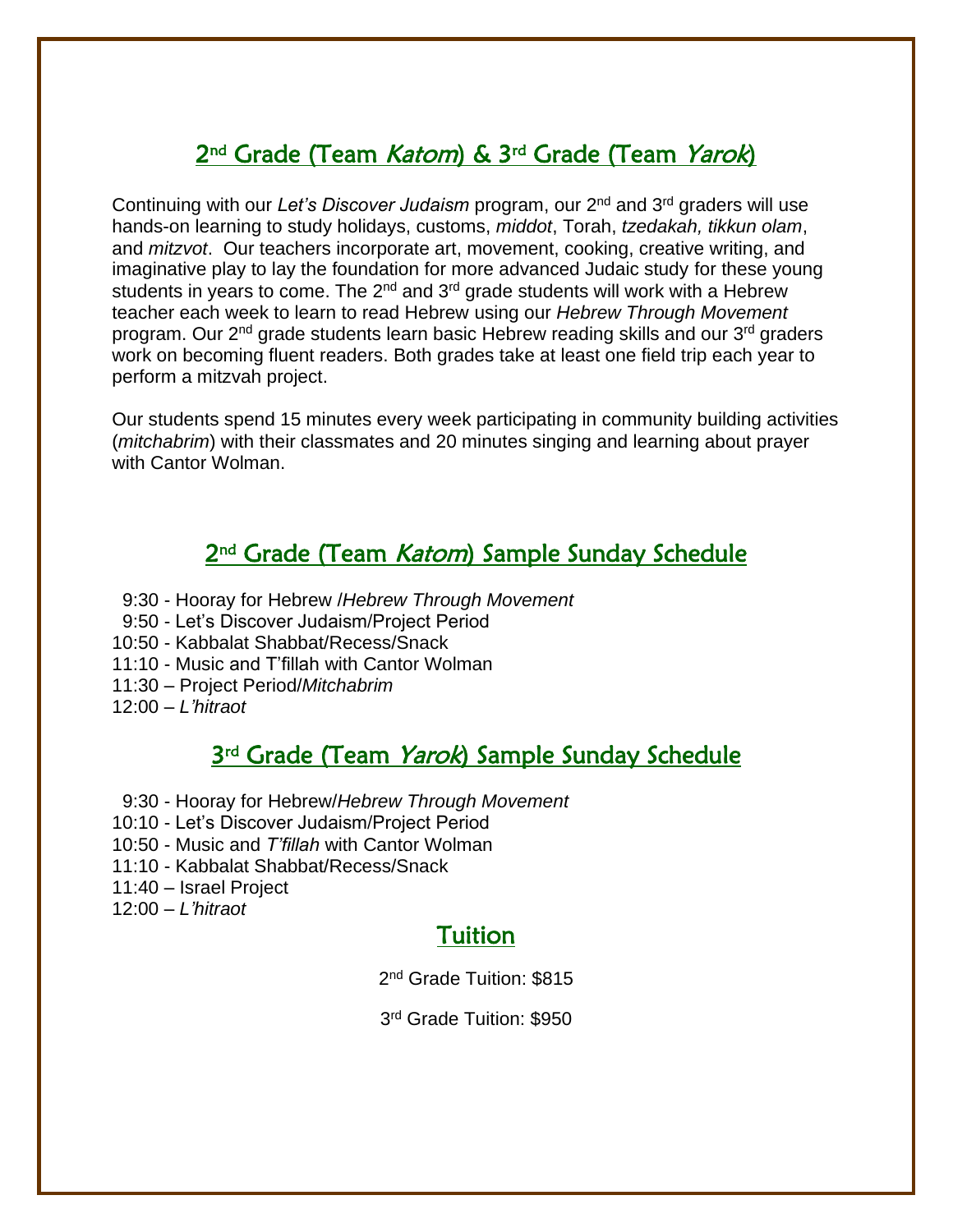## 2nd Grade (Team *Katom*) & 3rd Grade (Team *Yarok*)

Continuing with our *Let's Discover Judaism* program, our 2nd and 3rd graders will use hands-on learning to study holidays, customs, *middot*, Torah, *tzedakah, tikkun olam*, and *mitzvot*. Our teachers incorporate art, movement, cooking, creative writing, and imaginative play to lay the foundation for more advanced Judaic study for these young students in years to come. The 2nd and 3rd grade students will work with a Hebrew teacher each week to learn to read Hebrew using our *Hebrew Through Movement* program. Our 2nd grade students learn basic Hebrew reading skills and our 3rd graders work on becoming fluent readers. Both grades take at least one field trip each year to perform a mitzvah project.

Our students spend 15 minutes every week participating in community building activities (*mitchabrim*) with their classmates and 20 minutes singing and learning about prayer with Cantor Wolman.

## 2nd Grade (Team *Katom*) Sample Sunday Schedule

9:30 - Hooray for Hebrew /*Hebrew Through Movement*
9:50 - Let's Discover Judaism/Project Period
10:50 - Kabbalat Shabbat/Recess/Snack
11:10 - Music and T'fillah with Cantor Wolman
11:30 – Project Period/*Mitchabrim*
12:00 – *L'hitraot*

## 3rd Grade (Team *Yarok*) Sample Sunday Schedule

9:30 - Hooray for Hebrew/*Hebrew Through Movement*
10:10 - Let's Discover Judaism/Project Period
10:50 - Music and *T'fillah* with Cantor Wolman
11:10 - Kabbalat Shabbat/Recess/Snack
11:40 – Israel Project
12:00 – *L'hitraot*

## Tuition

2nd Grade Tuition: $815

3rd Grade Tuition: $950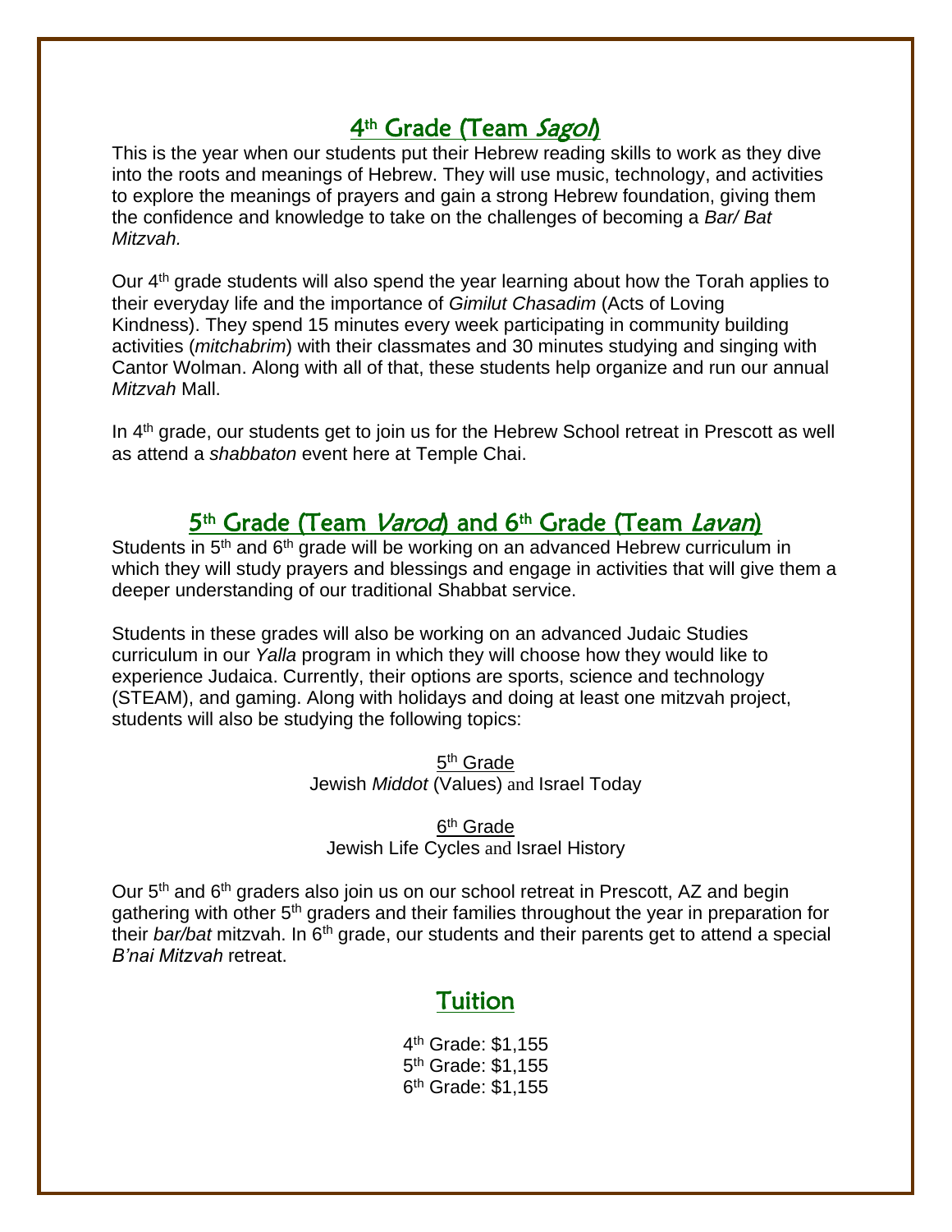## 4th Grade (Team *Sagol*)

This is the year when our students put their Hebrew reading skills to work as they dive into the roots and meanings of Hebrew. They will use music, technology, and activities to explore the meanings of prayers and gain a strong Hebrew foundation, giving them the confidence and knowledge to take on the challenges of becoming a *Bar/ Bat Mitzvah.*

Our 4th grade students will also spend the year learning about how the Torah applies to their everyday life and the importance of *Gimilut Chasadim* (Acts of Loving Kindness). They spend 15 minutes every week participating in community building activities (*mitchabrim*) with their classmates and 30 minutes studying and singing with Cantor Wolman. Along with all of that, these students help organize and run our annual *Mitzvah* Mall.

In 4th grade, our students get to join us for the Hebrew School retreat in Prescott as well as attend a *shabbaton* event here at Temple Chai.

## 5th Grade (Team *Varod*) and 6th Grade (Team *Lavan*)

Students in 5th and 6th grade will be working on an advanced Hebrew curriculum in which they will study prayers and blessings and engage in activities that will give them a deeper understanding of our traditional Shabbat service.

Students in these grades will also be working on an advanced Judaic Studies curriculum in our *Yalla* program in which they will choose how they would like to experience Judaica. Currently, their options are sports, science and technology (STEAM), and gaming. Along with holidays and doing at least one mitzvah project, students will also be studying the following topics:

5th Grade
Jewish *Middot* (Values) and Israel Today

6th Grade
Jewish Life Cycles and Israel History

Our 5th and 6th graders also join us on our school retreat in Prescott, AZ and begin gathering with other 5th graders and their families throughout the year in preparation for their *bar/bat* mitzvah. In 6th grade, our students and their parents get to attend a special *B'nai Mitzvah* retreat.

## Tuition

4th Grade: $1,155
5th Grade: $1,155
6th Grade: $1,155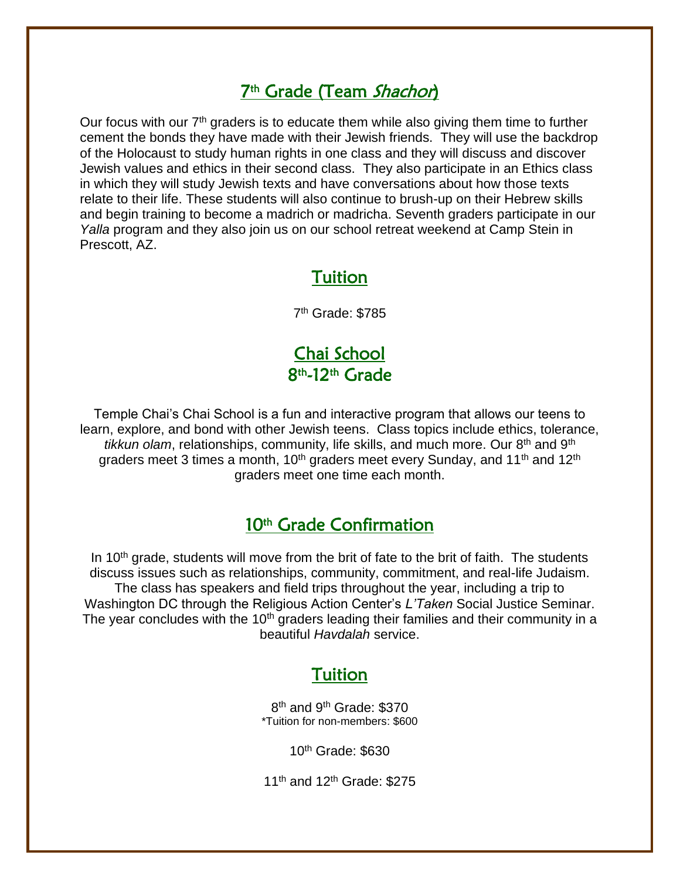## 7th Grade (Team *Shachor*)

Our focus with our 7th graders is to educate them while also giving them time to further cement the bonds they have made with their Jewish friends. They will use the backdrop of the Holocaust to study human rights in one class and they will discuss and discover Jewish values and ethics in their second class. They also participate in an Ethics class in which they will study Jewish texts and have conversations about how those texts relate to their life. These students will also continue to brush-up on their Hebrew skills and begin training to become a madrich or madricha. Seventh graders participate in our *Yalla* program and they also join us on our school retreat weekend at Camp Stein in Prescott, AZ.

## Tuition

7th Grade: $785

## Chai School
## 8th-12th Grade

Temple Chai's Chai School is a fun and interactive program that allows our teens to learn, explore, and bond with other Jewish teens. Class topics include ethics, tolerance, *tikkun olam*, relationships, community, life skills, and much more. Our 8th and 9th graders meet 3 times a month, 10th graders meet every Sunday, and 11th and 12th graders meet one time each month.

## 10th Grade Confirmation

In 10th grade, students will move from the brit of fate to the brit of faith. The students discuss issues such as relationships, community, commitment, and real-life Judaism. The class has speakers and field trips throughout the year, including a trip to Washington DC through the Religious Action Center's *L'Taken* Social Justice Seminar. The year concludes with the 10th graders leading their families and their community in a beautiful *Havdalah* service.

## Tuition

8th and 9th Grade: $370
*Tuition for non-members: $600

10th Grade: $630

11th and 12th Grade: $275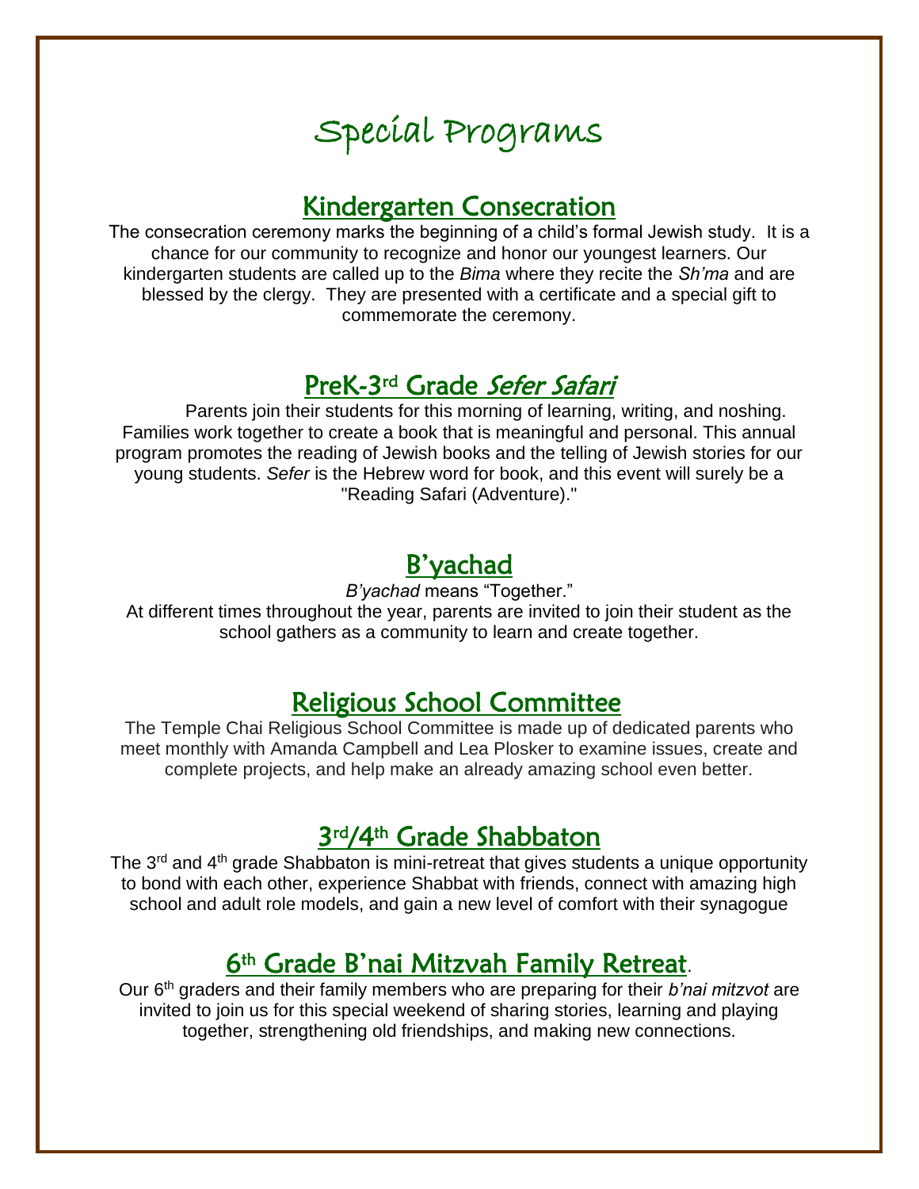# Special Programs

## Kindergarten Consecration

The consecration ceremony marks the beginning of a child's formal Jewish study. It is a chance for our community to recognize and honor our youngest learners. Our kindergarten students are called up to the *Bima* where they recite the *Sh'ma* and are blessed by the clergy. They are presented with a certificate and a special gift to commemorate the ceremony.

## PreK-3rd Grade *Sefer Safari*

Parents join their students for this morning of learning, writing, and noshing. Families work together to create a book that is meaningful and personal. This annual program promotes the reading of Jewish books and the telling of Jewish stories for our young students. *Sefer* is the Hebrew word for book, and this event will surely be a "Reading Safari (Adventure)."

## B'yachad

*B'yachad* means "Together."

At different times throughout the year, parents are invited to join their student as the school gathers as a community to learn and create together.

## Religious School Committee

The Temple Chai Religious School Committee is made up of dedicated parents who meet monthly with Amanda Campbell and Lea Plosker to examine issues, create and complete projects, and help make an already amazing school even better.

## 3rd/4th Grade Shabbaton

The 3rd and 4th grade Shabbaton is mini-retreat that gives students a unique opportunity to bond with each other, experience Shabbat with friends, connect with amazing high school and adult role models, and gain a new level of comfort with their synagogue

## 6th Grade B'nai Mitzvah Family Retreat.

Our 6th graders and their family members who are preparing for their *b'nai mitzvot* are invited to join us for this special weekend of sharing stories, learning and playing together, strengthening old friendships, and making new connections.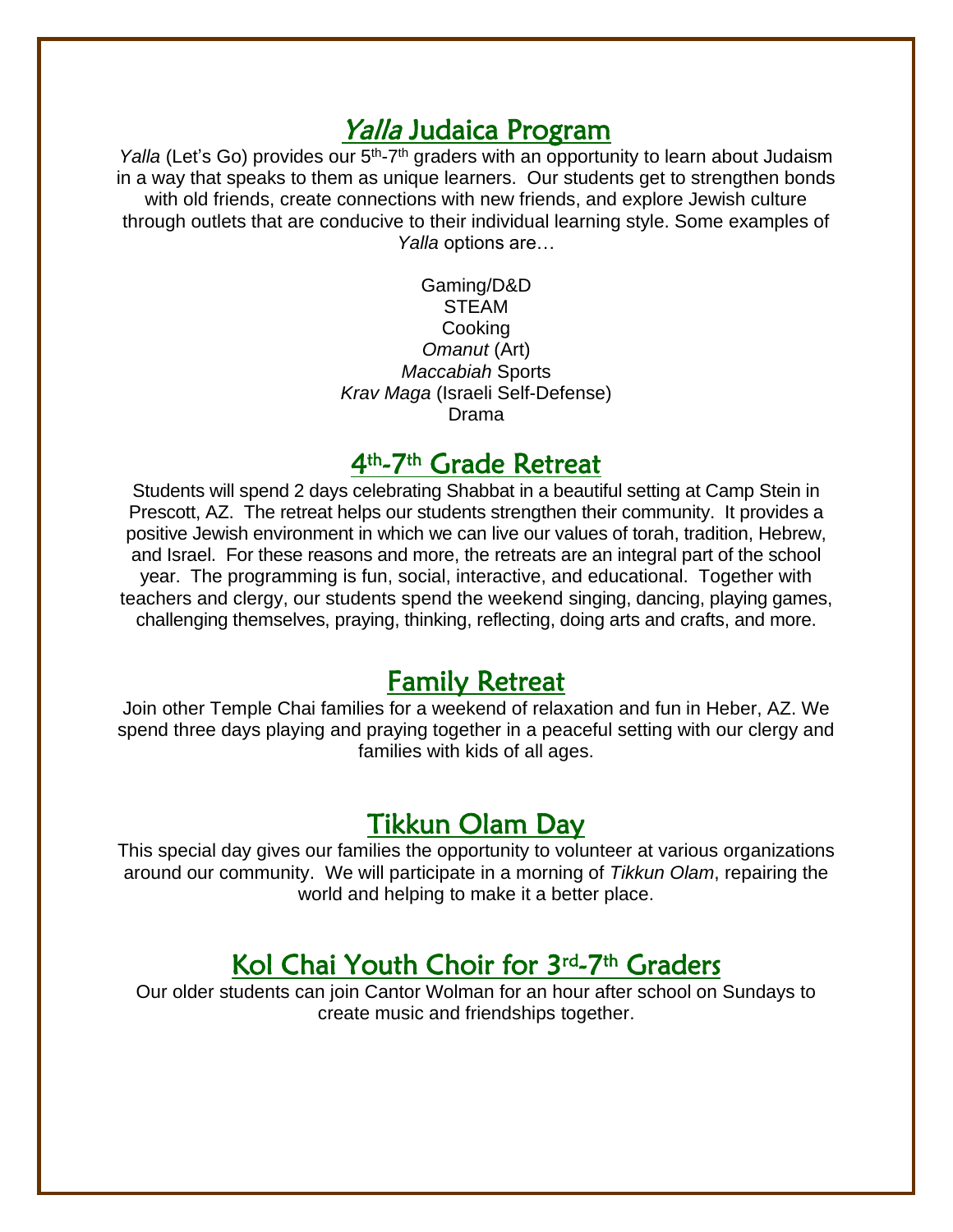## *Yalla* Judaica Program

*Yalla* (Let's Go) provides our 5th-7th graders with an opportunity to learn about Judaism in a way that speaks to them as unique learners. Our students get to strengthen bonds with old friends, create connections with new friends, and explore Jewish culture through outlets that are conducive to their individual learning style. Some examples of *Yalla* options are…

Gaming/D&D
STEAM
Cooking
*Omanut* (Art)
*Maccabiah* Sports
*Krav Maga* (Israeli Self-Defense)
Drama

## 4th-7th Grade Retreat

Students will spend 2 days celebrating Shabbat in a beautiful setting at Camp Stein in Prescott, AZ. The retreat helps our students strengthen their community. It provides a positive Jewish environment in which we can live our values of torah, tradition, Hebrew, and Israel. For these reasons and more, the retreats are an integral part of the school year. The programming is fun, social, interactive, and educational. Together with teachers and clergy, our students spend the weekend singing, dancing, playing games, challenging themselves, praying, thinking, reflecting, doing arts and crafts, and more.

## Family Retreat

Join other Temple Chai families for a weekend of relaxation and fun in Heber, AZ. We spend three days playing and praying together in a peaceful setting with our clergy and families with kids of all ages.

## Tikkun Olam Day

This special day gives our families the opportunity to volunteer at various organizations around our community. We will participate in a morning of *Tikkun Olam*, repairing the world and helping to make it a better place.

## Kol Chai Youth Choir for 3rd-7th Graders

Our older students can join Cantor Wolman for an hour after school on Sundays to create music and friendships together.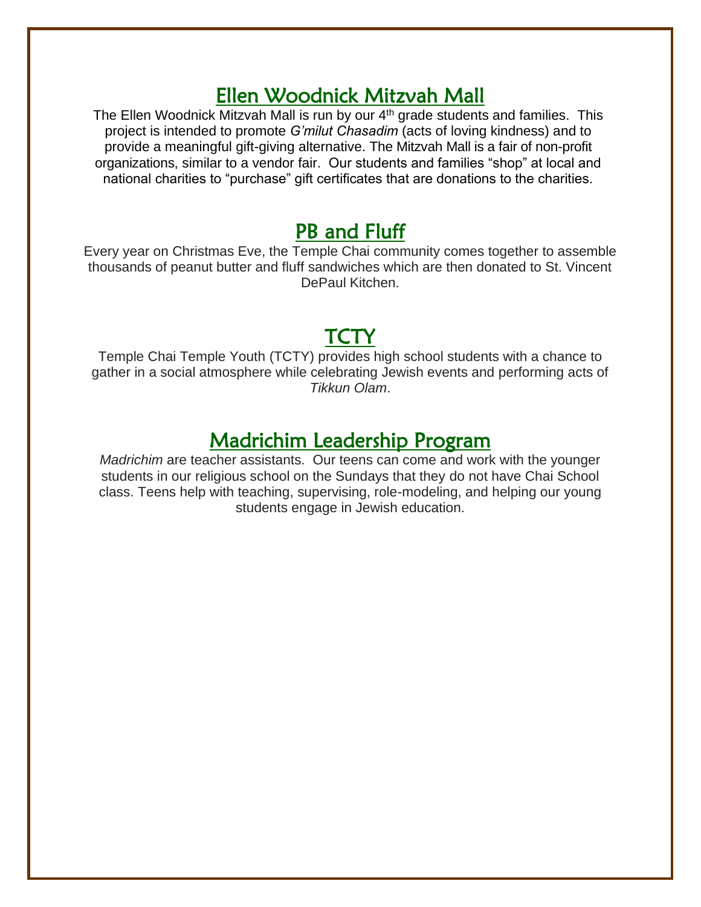## Ellen Woodnick Mitzvah Mall

The Ellen Woodnick Mitzvah Mall is run by our 4th grade students and families. This project is intended to promote *G'milut Chasadim* (acts of loving kindness) and to provide a meaningful gift-giving alternative. The Mitzvah Mall is a fair of non-profit organizations, similar to a vendor fair. Our students and families "shop" at local and national charities to "purchase" gift certificates that are donations to the charities.

## PB and Fluff

Every year on Christmas Eve, the Temple Chai community comes together to assemble thousands of peanut butter and fluff sandwiches which are then donated to St. Vincent DePaul Kitchen.

## TCTY

Temple Chai Temple Youth (TCTY) provides high school students with a chance to gather in a social atmosphere while celebrating Jewish events and performing acts of *Tikkun Olam*.

## Madrichim Leadership Program

*Madrichim* are teacher assistants. Our teens can come and work with the younger students in our religious school on the Sundays that they do not have Chai School class. Teens help with teaching, supervising, role-modeling, and helping our young students engage in Jewish education.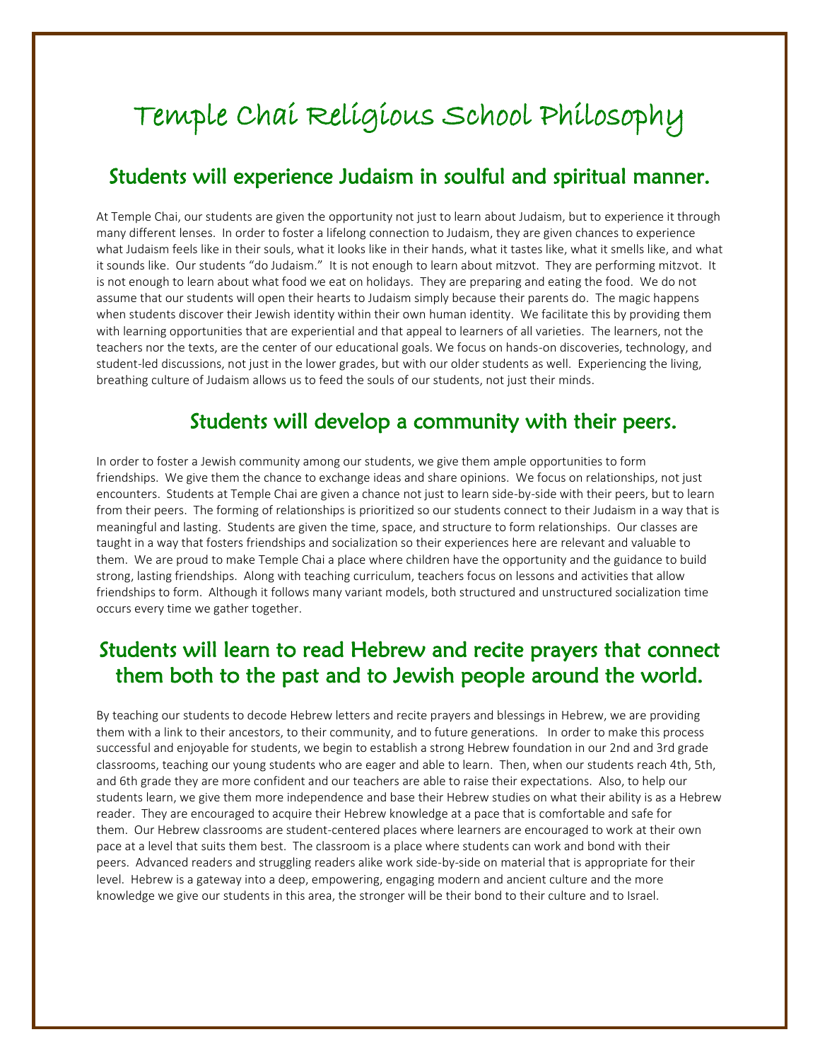# Temple Chai Religious School Philosophy

## Students will experience Judaism in soulful and spiritual manner.

At Temple Chai, our students are given the opportunity not just to learn about Judaism, but to experience it through many different lenses. In order to foster a lifelong connection to Judaism, they are given chances to experience what Judaism feels like in their souls, what it looks like in their hands, what it tastes like, what it smells like, and what it sounds like. Our students "do Judaism." It is not enough to learn about mitzvot. They are performing mitzvot. It is not enough to learn about what food we eat on holidays. They are preparing and eating the food. We do not assume that our students will open their hearts to Judaism simply because their parents do. The magic happens when students discover their Jewish identity within their own human identity. We facilitate this by providing them with learning opportunities that are experiential and that appeal to learners of all varieties. The learners, not the teachers nor the texts, are the center of our educational goals. We focus on hands-on discoveries, technology, and student-led discussions, not just in the lower grades, but with our older students as well. Experiencing the living, breathing culture of Judaism allows us to feed the souls of our students, not just their minds.

## Students will develop a community with their peers.

In order to foster a Jewish community among our students, we give them ample opportunities to form friendships. We give them the chance to exchange ideas and share opinions. We focus on relationships, not just encounters. Students at Temple Chai are given a chance not just to learn side-by-side with their peers, but to learn from their peers. The forming of relationships is prioritized so our students connect to their Judaism in a way that is meaningful and lasting. Students are given the time, space, and structure to form relationships. Our classes are taught in a way that fosters friendships and socialization so their experiences here are relevant and valuable to them. We are proud to make Temple Chai a place where children have the opportunity and the guidance to build strong, lasting friendships. Along with teaching curriculum, teachers focus on lessons and activities that allow friendships to form. Although it follows many variant models, both structured and unstructured socialization time occurs every time we gather together.

## Students will learn to read Hebrew and recite prayers that connect them both to the past and to Jewish people around the world.

By teaching our students to decode Hebrew letters and recite prayers and blessings in Hebrew, we are providing them with a link to their ancestors, to their community, and to future generations. In order to make this process successful and enjoyable for students, we begin to establish a strong Hebrew foundation in our 2nd and 3rd grade classrooms, teaching our young students who are eager and able to learn. Then, when our students reach 4th, 5th, and 6th grade they are more confident and our teachers are able to raise their expectations. Also, to help our students learn, we give them more independence and base their Hebrew studies on what their ability is as a Hebrew reader. They are encouraged to acquire their Hebrew knowledge at a pace that is comfortable and safe for them. Our Hebrew classrooms are student-centered places where learners are encouraged to work at their own pace at a level that suits them best. The classroom is a place where students can work and bond with their peers. Advanced readers and struggling readers alike work side-by-side on material that is appropriate for their level. Hebrew is a gateway into a deep, empowering, engaging modern and ancient culture and the more knowledge we give our students in this area, the stronger will be their bond to their culture and to Israel.